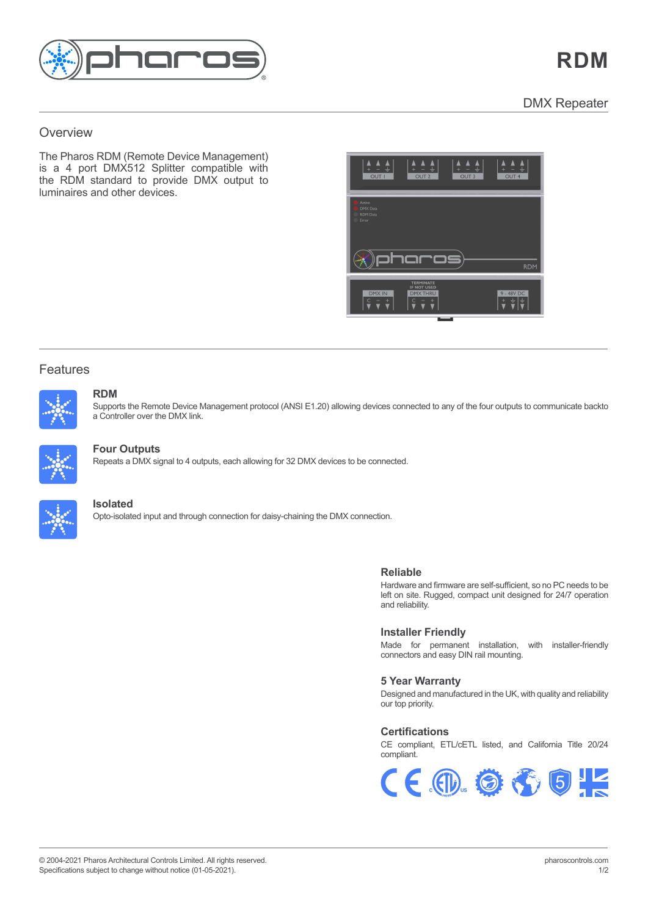# RDM

DMX Repeater

## Overview

The Pharos RDM (Remote Device Management) is a 4 port DMX512 Splitter compatible with the RDM standard to provide DMX output to luminaires and other devices.

## Features

### RDM

Supports the Remote Device Management protocol (ANSI E1.20) allowing devices connected to any of the four outputs to communicate backto a Controller over the DMX link.

### Four Outputs

Repeats a DMX signal to 4 outputs, each allowing for 32 DMX devices to be connected.

### Isolated

Opto-isolated input and through connection for daisy-chaining the DMX connection.

### Reliable

Hardware and firmware are self-sufficient, so no PC needs to be left on site. Rugged, compact unit designed for 24/7 operation and reliability.

### Installer Friendly

Made for permanent installation, with installer-friendly connectors and easy DIN rail mounting.

### 5 Year Warranty

Designed and manufactured in the UK, with quality and reliability our top priority.

### Certifications

CE compliant, ETL/cETL listed, and California Title 20/24 compliant.

© 2004-2021 Pharos Architectural Controls Limited. All rights reserved.
Specifications subject to change without notice (01-05-2021).

pharoscontrols.com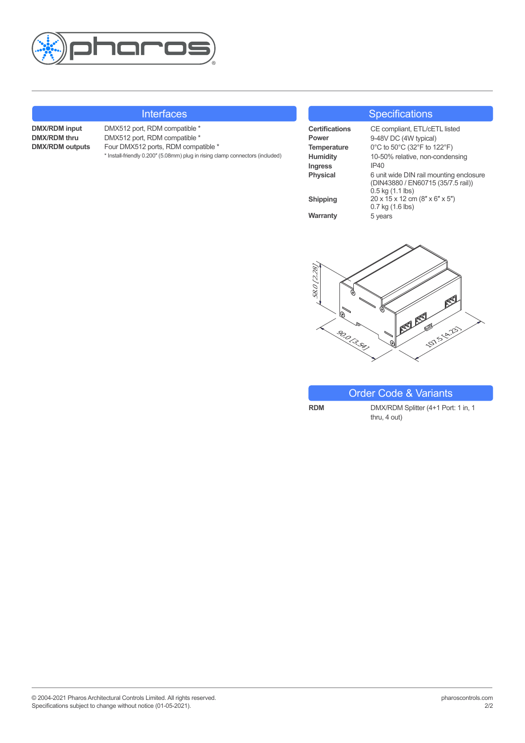## Interfaces

| | |
|---|---|
| **DMX/RDM input** | DMX512 port, RDM compatible * |
| **DMX/RDM thru** | DMX512 port, RDM compatible * |
| **DMX/RDM outputs** | Four DMX512 ports, RDM compatible * |

* Install-friendly 0.200" (5.08mm) plug in rising clamp connectors (included)

## Specifications

| | |
|---|---|
| **Certifications** | CE compliant, ETL/cETL listed |
| **Power** | 9-48V DC (4W typical) |
| **Temperature** | 0°C to 50°C (32°F to 122°F) |
| **Humidity** | 10-50% relative, non-condensing |
| **Ingress** | IP40 |
| **Physical** | 6 unit wide DIN rail mounting enclosure (DIN43880 / EN60715 (35/7.5 rail)) 0.5 kg (1.1 lbs) |
| **Shipping** | 20 x 15 x 12 cm (8″ x 6″ x 5″) 0.7 kg (1.6 lbs) |
| **Warranty** | 5 years |

58.0 [2.28]
90.0 [3.54]
107.5 [4.23]

## Order Code & Variants

| | |
|---|---|
| **RDM** | DMX/RDM Splitter (4+1 Port: 1 in, 1 thru, 4 out) |

© 2004-2021 Pharos Architectural Controls Limited. All rights reserved.
Specifications subject to change without notice (01-05-2021).

pharoscontrols.com